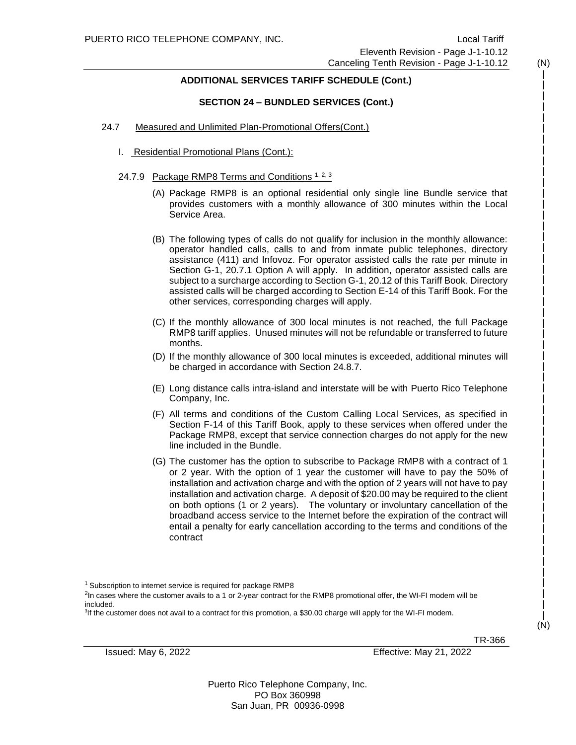## ADDITIONAL SERVICES TARIFF SCHEDULE (Cont.)

### SECTION 24 – BUNDLED SERVICES (Cont.)

24.7 Measured and Unlimited Plan-Promotional Offers(Cont.)

I. Residential Promotional Plans (Cont.):

24.7.9 Package RMP8 Terms and Conditions [1, 2, 3]

(A) Package RMP8 is an optional residential only single line Bundle service that provides customers with a monthly allowance of 300 minutes within the Local Service Area.

(B) The following types of calls do not qualify for inclusion in the monthly allowance: operator handled calls, calls to and from inmate public telephones, directory assistance (411) and Infovoz. For operator assisted calls the rate per minute in Section G-1, 20.7.1 Option A will apply. In addition, operator assisted calls are subject to a surcharge according to Section G-1, 20.12 of this Tariff Book. Directory assisted calls will be charged according to Section E-14 of this Tariff Book. For the other services, corresponding charges will apply.

(C) If the monthly allowance of 300 local minutes is not reached, the full Package RMP8 tariff applies. Unused minutes will not be refundable or transferred to future months.

(D) If the monthly allowance of 300 local minutes is exceeded, additional minutes will be charged in accordance with Section 24.8.7.

(E) Long distance calls intra-island and interstate will be with Puerto Rico Telephone Company, Inc.

(F) All terms and conditions of the Custom Calling Local Services, as specified in Section F-14 of this Tariff Book, apply to these services when offered under the Package RMP8, except that service connection charges do not apply for the new line included in the Bundle.

(G) The customer has the option to subscribe to Package RMP8 with a contract of 1 or 2 year. With the option of 1 year the customer will have to pay the 50% of installation and activation charge and with the option of 2 years will not have to pay installation and activation charge. A deposit of $20.00 may be required to the client on both options (1 or 2 years). The voluntary or involuntary cancellation of the broadband access service to the Internet before the expiration of the contract will entail a penalty for early cancellation according to the terms and conditions of the contract

[1] Subscription to internet service is required for package RMP8

[2] In cases where the customer avails to a 1 or 2-year contract for the RMP8 promotional offer, the WI-FI modem will be included.

[3] If the customer does not avail to a contract for this promotion, a $30.00 charge will apply for the WI-FI modem.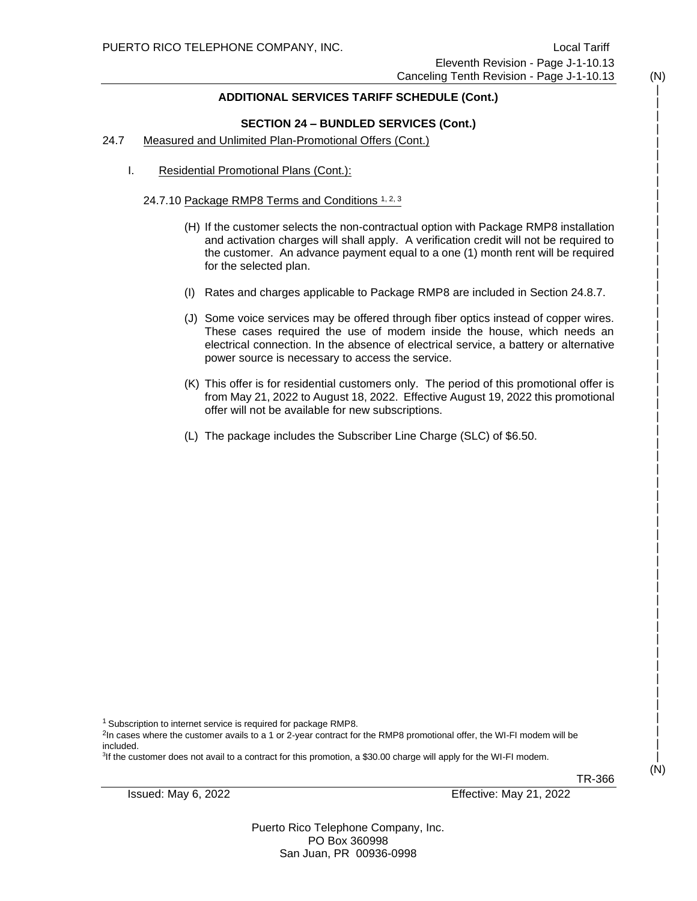## ADDITIONAL SERVICES TARIFF SCHEDULE (Cont.)

### SECTION 24 – BUNDLED SERVICES (Cont.)

24.7 Measured and Unlimited Plan-Promotional Offers (Cont.)

I. Residential Promotional Plans (Cont.):

24.7.10 Package RMP8 Terms and Conditions [1, 2, 3]

(H) If the customer selects the non-contractual option with Package RMP8 installation and activation charges will shall apply. A verification credit will not be required to the customer. An advance payment equal to a one (1) month rent will be required for the selected plan.

(I) Rates and charges applicable to Package RMP8 are included in Section 24.8.7.

(J) Some voice services may be offered through fiber optics instead of copper wires. These cases required the use of modem inside the house, which needs an electrical connection. In the absence of electrical service, a battery or alternative power source is necessary to access the service.

(K) This offer is for residential customers only. The period of this promotional offer is from May 21, 2022 to August 18, 2022. Effective August 19, 2022 this promotional offer will not be available for new subscriptions.

(L) The package includes the Subscriber Line Charge (SLC) of $6.50.

[1] Subscription to internet service is required for package RMP8.

[2] In cases where the customer avails to a 1 or 2-year contract for the RMP8 promotional offer, the WI-FI modem will be included.

[3] If the customer does not avail to a contract for this promotion, a $30.00 charge will apply for the WI-FI modem.

TR-366

Issued: May 6, 2022 Effective: May 21, 2022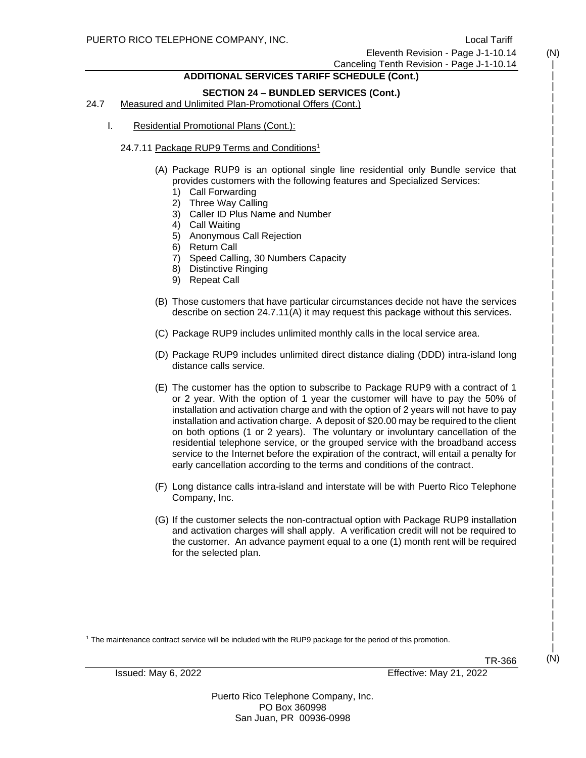**ADDITIONAL SERVICES TARIFF SCHEDULE (Cont.)**

**SECTION 24 – BUNDLED SERVICES (Cont.)**

24.7 Measured and Unlimited Plan-Promotional Offers (Cont.)

I. Residential Promotional Plans (Cont.):

24.7.11 Package RUP9 Terms and Conditions[1]

(A) Package RUP9 is an optional single line residential only Bundle service that provides customers with the following features and Specialized Services:

1) Call Forwarding
2) Three Way Calling
3) Caller ID Plus Name and Number
4) Call Waiting
5) Anonymous Call Rejection
6) Return Call
7) Speed Calling, 30 Numbers Capacity
8) Distinctive Ringing
9) Repeat Call

(B) Those customers that have particular circumstances decide not have the services describe on section 24.7.11(A) it may request this package without this services.

(C) Package RUP9 includes unlimited monthly calls in the local service area.

(D) Package RUP9 includes unlimited direct distance dialing (DDD) intra-island long distance calls service.

(E) The customer has the option to subscribe to Package RUP9 with a contract of 1 or 2 year. With the option of 1 year the customer will have to pay the 50% of installation and activation charge and with the option of 2 years will not have to pay installation and activation charge. A deposit of $20.00 may be required to the client on both options (1 or 2 years). The voluntary or involuntary cancellation of the residential telephone service, or the grouped service with the broadband access service to the Internet before the expiration of the contract, will entail a penalty for early cancellation according to the terms and conditions of the contract.

(F) Long distance calls intra-island and interstate will be with Puerto Rico Telephone Company, Inc.

(G) If the customer selects the non-contractual option with Package RUP9 installation and activation charges will shall apply. A verification credit will not be required to the customer. An advance payment equal to a one (1) month rent will be required for the selected plan.

[1] The maintenance contract service will be included with the RUP9 package for the period of this promotion.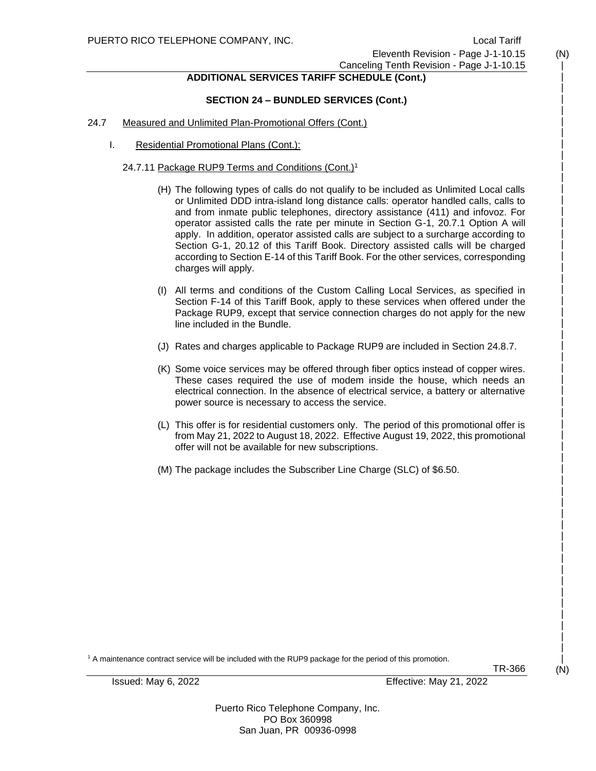## ADDITIONAL SERVICES TARIFF SCHEDULE (Cont.)

### SECTION 24 – BUNDLED SERVICES (Cont.)

24.7 Measured and Unlimited Plan-Promotional Offers (Cont.)

I. Residential Promotional Plans (Cont.):

24.7.11 Package RUP9 Terms and Conditions (Cont.)[1]

(H) The following types of calls do not qualify to be included as Unlimited Local calls or Unlimited DDD intra-island long distance calls: operator handled calls, calls to and from inmate public telephones, directory assistance (411) and infovoz. For operator assisted calls the rate per minute in Section G-1, 20.7.1 Option A will apply. In addition, operator assisted calls are subject to a surcharge according to Section G-1, 20.12 of this Tariff Book. Directory assisted calls will be charged according to Section E-14 of this Tariff Book. For the other services, corresponding charges will apply.

(I) All terms and conditions of the Custom Calling Local Services, as specified in Section F-14 of this Tariff Book, apply to these services when offered under the Package RUP9, except that service connection charges do not apply for the new line included in the Bundle.

(J) Rates and charges applicable to Package RUP9 are included in Section 24.8.7.

(K) Some voice services may be offered through fiber optics instead of copper wires. These cases required the use of modem inside the house, which needs an electrical connection. In the absence of electrical service, a battery or alternative power source is necessary to access the service.

(L) This offer is for residential customers only. The period of this promotional offer is from May 21, 2022 to August 18, 2022. Effective August 19, 2022, this promotional offer will not be available for new subscriptions.

(M) The package includes the Subscriber Line Charge (SLC) of $6.50.

[1] A maintenance contract service will be included with the RUP9 package for the period of this promotion.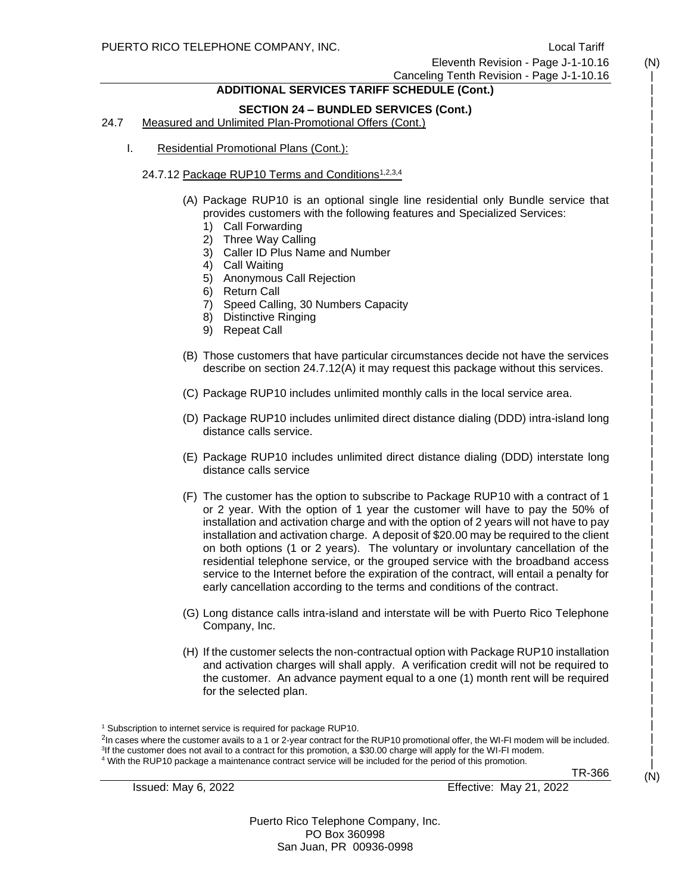**ADDITIONAL SERVICES TARIFF SCHEDULE (Cont.)**

**SECTION 24 – BUNDLED SERVICES (Cont.)**

24.7 Measured and Unlimited Plan-Promotional Offers (Cont.)

I. Residential Promotional Plans (Cont.):

24.7.12 Package RUP10 Terms and Conditions[1,2,3,4]

(A) Package RUP10 is an optional single line residential only Bundle service that provides customers with the following features and Specialized Services:

1) Call Forwarding
2) Three Way Calling
3) Caller ID Plus Name and Number
4) Call Waiting
5) Anonymous Call Rejection
6) Return Call
7) Speed Calling, 30 Numbers Capacity
8) Distinctive Ringing
9) Repeat Call

(B) Those customers that have particular circumstances decide not have the services describe on section 24.7.12(A) it may request this package without this services.

(C) Package RUP10 includes unlimited monthly calls in the local service area.

(D) Package RUP10 includes unlimited direct distance dialing (DDD) intra-island long distance calls service.

(E) Package RUP10 includes unlimited direct distance dialing (DDD) interstate long distance calls service

(F) The customer has the option to subscribe to Package RUP10 with a contract of 1 or 2 year. With the option of 1 year the customer will have to pay the 50% of installation and activation charge and with the option of 2 years will not have to pay installation and activation charge. A deposit of $20.00 may be required to the client on both options (1 or 2 years). The voluntary or involuntary cancellation of the residential telephone service, or the grouped service with the broadband access service to the Internet before the expiration of the contract, will entail a penalty for early cancellation according to the terms and conditions of the contract.

(G) Long distance calls intra-island and interstate will be with Puerto Rico Telephone Company, Inc.

(H) If the customer selects the non-contractual option with Package RUP10 installation and activation charges will shall apply. A verification credit will not be required to the customer. An advance payment equal to a one (1) month rent will be required for the selected plan.

[1] Subscription to internet service is required for package RUP10.
[2] In cases where the customer avails to a 1 or 2-year contract for the RUP10 promotional offer, the WI-FI modem will be included.
[3] If the customer does not avail to a contract for this promotion, a $30.00 charge will apply for the WI-FI modem.
[4] With the RUP10 package a maintenance contract service will be included for the period of this promotion.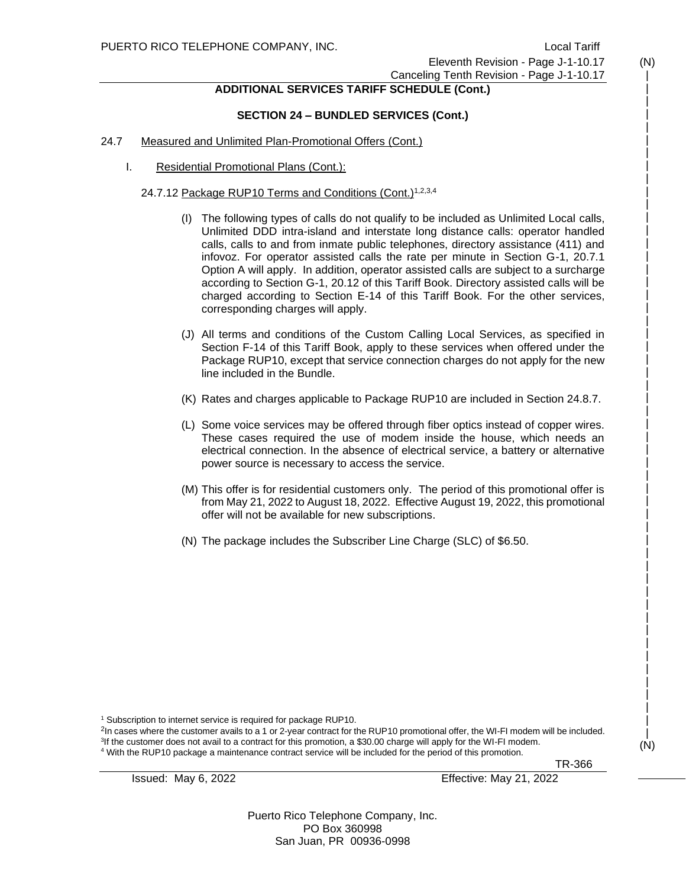## ADDITIONAL SERVICES TARIFF SCHEDULE (Cont.)

### SECTION 24 – BUNDLED SERVICES (Cont.)

24.7 Measured and Unlimited Plan-Promotional Offers (Cont.)

I. Residential Promotional Plans (Cont.):

24.7.12 Package RUP10 Terms and Conditions (Cont.)[1,2,3,4]

(I) The following types of calls do not qualify to be included as Unlimited Local calls, Unlimited DDD intra-island and interstate long distance calls: operator handled calls, calls to and from inmate public telephones, directory assistance (411) and infovoz. For operator assisted calls the rate per minute in Section G-1, 20.7.1 Option A will apply. In addition, operator assisted calls are subject to a surcharge according to Section G-1, 20.12 of this Tariff Book. Directory assisted calls will be charged according to Section E-14 of this Tariff Book. For the other services, corresponding charges will apply.

(J) All terms and conditions of the Custom Calling Local Services, as specified in Section F-14 of this Tariff Book, apply to these services when offered under the Package RUP10, except that service connection charges do not apply for the new line included in the Bundle.

(K) Rates and charges applicable to Package RUP10 are included in Section 24.8.7.

(L) Some voice services may be offered through fiber optics instead of copper wires. These cases required the use of modem inside the house, which needs an electrical connection. In the absence of electrical service, a battery or alternative power source is necessary to access the service.

(M) This offer is for residential customers only. The period of this promotional offer is from May 21, 2022 to August 18, 2022. Effective August 19, 2022, this promotional offer will not be available for new subscriptions.

(N) The package includes the Subscriber Line Charge (SLC) of $6.50.

[1] Subscription to internet service is required for package RUP10.

[2] In cases where the customer avails to a 1 or 2-year contract for the RUP10 promotional offer, the WI-FI modem will be included.

[3] If the customer does not avail to a contract for this promotion, a $30.00 charge will apply for the WI-FI modem.

[4] With the RUP10 package a maintenance contract service will be included for the period of this promotion.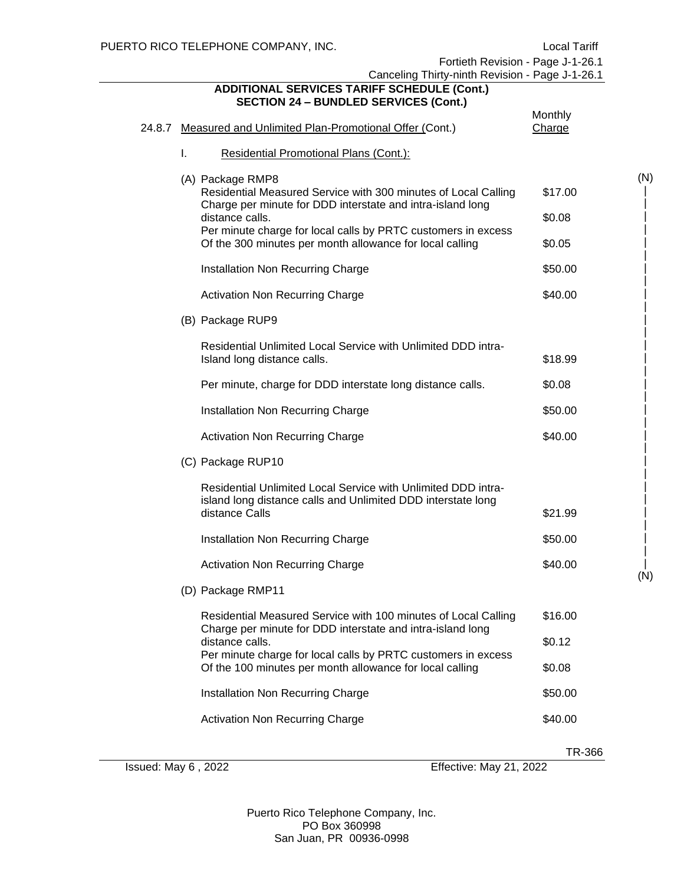PUERTO RICO TELEPHONE COMPANY, INC. Local Tariff

Fortieth Revision - Page J-1-26.1
Canceling Thirty-ninth Revision - Page J-1-26.1

**ADDITIONAL SERVICES TARIFF SCHEDULE (Cont.)**
**SECTION 24 – BUNDLED SERVICES (Cont.)**

24.8.7 Measured and Unlimited Plan-Promotional Offer (Cont.)

I. Residential Promotional Plans (Cont.):

| | Monthly Charge | |
|---|---|---|
| (A) Package RMP8 | | (N) |
| Residential Measured Service with 300 minutes of Local Calling | $17.00 | \| |
| Charge per minute for DDD interstate and intra-island long distance calls. | $0.08 | \| |
| Per minute charge for local calls by PRTC customers in excess Of the 300 minutes per month allowance for local calling | $0.05 | \| |
| Installation Non Recurring Charge | $50.00 | \| |
| Activation Non Recurring Charge | $40.00 | \| |
| (B) Package RUP9 | | \| |
| Residential Unlimited Local Service with Unlimited DDD intra-Island long distance calls. | $18.99 | \| |
| Per minute, charge for DDD interstate long distance calls. | $0.08 | \| |
| Installation Non Recurring Charge | $50.00 | \| |
| Activation Non Recurring Charge | $40.00 | \| |
| (C) Package RUP10 | | \| |
| Residential Unlimited Local Service with Unlimited DDD intra-island long distance calls and Unlimited DDD interstate long distance Calls | $21.99 | \| |
| Installation Non Recurring Charge | $50.00 | \| |
| Activation Non Recurring Charge | $40.00 | (N) |
| (D) Package RMP11 | | |
| Residential Measured Service with 100 minutes of Local Calling | $16.00 | |
| Charge per minute for DDD interstate and intra-island long distance calls. | $0.12 | |
| Per minute charge for local calls by PRTC customers in excess Of the 100 minutes per month allowance for local calling | $0.08 | |
| Installation Non Recurring Charge | $50.00 | |
| Activation Non Recurring Charge | $40.00 | |

TR-366

Issued: May 6 , 2022 Effective: May 21, 2022

Puerto Rico Telephone Company, Inc.
PO Box 360998
San Juan, PR 00936-0998